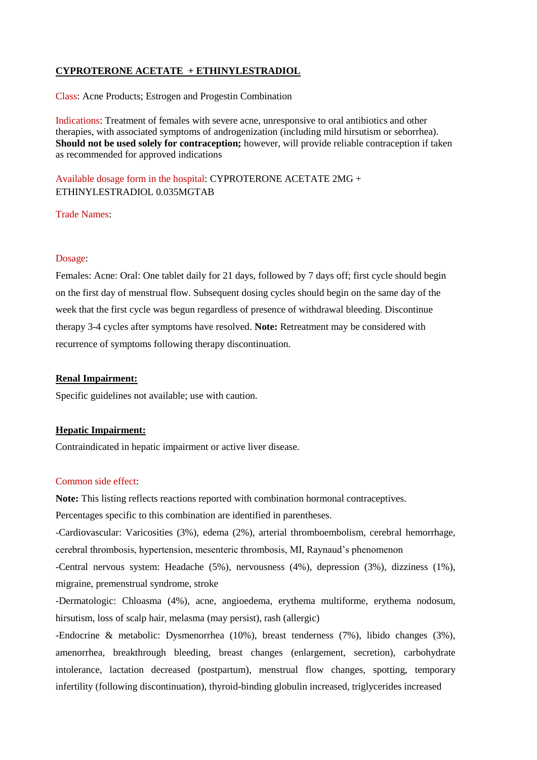# CYPROTERONE ACETATE + ETHINYLESTRADIOL

Class: Acne Products; Estrogen and Progestin Combination

Indications: Treatment of females with severe acne, unresponsive to oral antibiotics and other therapies, with associated symptoms of androgenization (including mild hirsutism or seborrhea). **Should not be used solely for contraception;** however, will provide reliable contraception if taken as recommended for approved indications

Available dosage form in the hospital: CYPROTERONE ACETATE 2MG + ETHINYLESTRADIOL 0.035MGTAB

Trade Names:

Dosage:

Females: Acne: Oral: One tablet daily for 21 days, followed by 7 days off; first cycle should begin on the first day of menstrual flow. Subsequent dosing cycles should begin on the same day of the week that the first cycle was begun regardless of presence of withdrawal bleeding. Discontinue therapy 3-4 cycles after symptoms have resolved. **Note:** Retreatment may be considered with recurrence of symptoms following therapy discontinuation.

## Renal Impairment:

Specific guidelines not available; use with caution.

## Hepatic Impairment:

Contraindicated in hepatic impairment or active liver disease.

Common side effect:

**Note:** This listing reflects reactions reported with combination hormonal contraceptives. Percentages specific to this combination are identified in parentheses.

-Cardiovascular: Varicosities (3%), edema (2%), arterial thromboembolism, cerebral hemorrhage, cerebral thrombosis, hypertension, mesenteric thrombosis, MI, Raynaud's phenomenon

-Central nervous system: Headache (5%), nervousness (4%), depression (3%), dizziness (1%), migraine, premenstrual syndrome, stroke

-Dermatologic: Chloasma (4%), acne, angioedema, erythema multiforme, erythema nodosum, hirsutism, loss of scalp hair, melasma (may persist), rash (allergic)

-Endocrine & metabolic: Dysmenorrhea (10%), breast tenderness (7%), libido changes (3%), amenorrhea, breakthrough bleeding, breast changes (enlargement, secretion), carbohydrate intolerance, lactation decreased (postpartum), menstrual flow changes, spotting, temporary infertility (following discontinuation), thyroid-binding globulin increased, triglycerides increased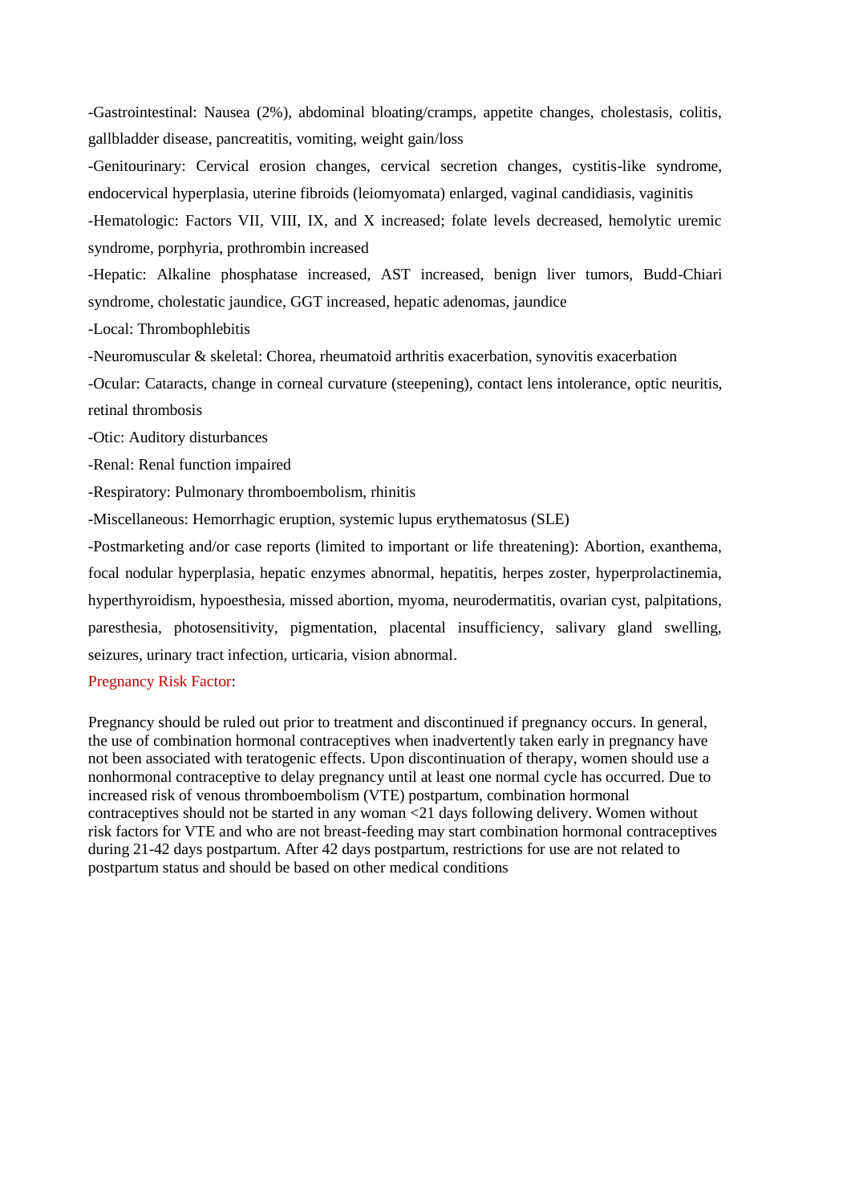-Gastrointestinal: Nausea (2%), abdominal bloating/cramps, appetite changes, cholestasis, colitis, gallbladder disease, pancreatitis, vomiting, weight gain/loss

-Genitourinary: Cervical erosion changes, cervical secretion changes, cystitis-like syndrome, endocervical hyperplasia, uterine fibroids (leiomyomata) enlarged, vaginal candidiasis, vaginitis

-Hematologic: Factors VII, VIII, IX, and X increased; folate levels decreased, hemolytic uremic syndrome, porphyria, prothrombin increased

-Hepatic: Alkaline phosphatase increased, AST increased, benign liver tumors, Budd-Chiari syndrome, cholestatic jaundice, GGT increased, hepatic adenomas, jaundice

-Local: Thrombophlebitis

-Neuromuscular & skeletal: Chorea, rheumatoid arthritis exacerbation, synovitis exacerbation

-Ocular: Cataracts, change in corneal curvature (steepening), contact lens intolerance, optic neuritis, retinal thrombosis

-Otic: Auditory disturbances

-Renal: Renal function impaired

-Respiratory: Pulmonary thromboembolism, rhinitis

-Miscellaneous: Hemorrhagic eruption, systemic lupus erythematosus (SLE)

-Postmarketing and/or case reports (limited to important or life threatening): Abortion, exanthema, focal nodular hyperplasia, hepatic enzymes abnormal, hepatitis, herpes zoster, hyperprolactinemia, hyperthyroidism, hypoesthesia, missed abortion, myoma, neurodermatitis, ovarian cyst, palpitations, paresthesia, photosensitivity, pigmentation, placental insufficiency, salivary gland swelling, seizures, urinary tract infection, urticaria, vision abnormal.

Pregnancy Risk Factor:

Pregnancy should be ruled out prior to treatment and discontinued if pregnancy occurs. In general, the use of combination hormonal contraceptives when inadvertently taken early in pregnancy have not been associated with teratogenic effects. Upon discontinuation of therapy, women should use a nonhormonal contraceptive to delay pregnancy until at least one normal cycle has occurred. Due to increased risk of venous thromboembolism (VTE) postpartum, combination hormonal contraceptives should not be started in any woman <21 days following delivery. Women without risk factors for VTE and who are not breast-feeding may start combination hormonal contraceptives during 21-42 days postpartum. After 42 days postpartum, restrictions for use are not related to postpartum status and should be based on other medical conditions